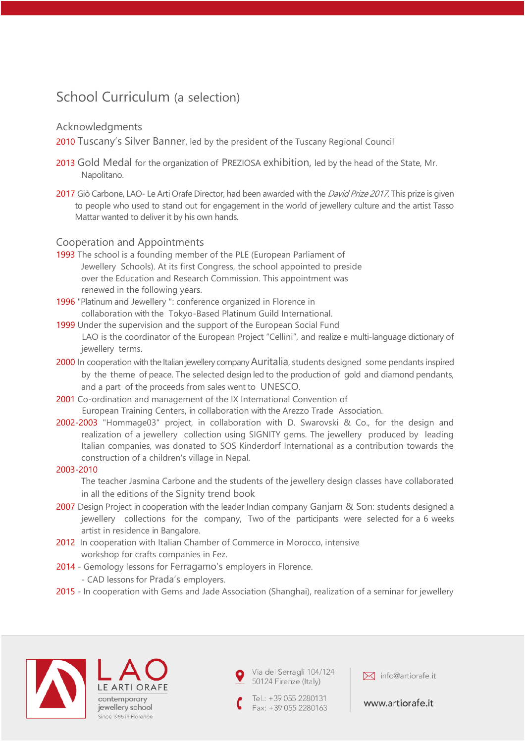# School Curriculum (a selection)

## Acknowledgments

2010 Tuscany's Silver Banner, led by the president of the Tuscany Regional Council

2013 Gold Medal for the organization of PREZIOSA exhibition, led by the head of the State, Mr. Napolitano.

2017 Giò Carbone, LAO- Le Arti Orafe Director, had been awarded with the *David Prize 2017*. This prize is given to people who used to stand out for engagement in the world of jewellery culture and the artist Tasso Mattar wanted to deliver it by his own hands.

## Cooperation and Appointments

1993 The school is a founding member of the PLE (European Parliament of Jewellery Schools). At its first Congress, the school appointed to preside over the Education and Research Commission. This appointment was renewed in the following years.

1996 "Platinum and Jewellery ": conference organized in Florence in collaboration with the Tokyo-Based Platinum Guild International.

1999 Under the supervision and the support of the European Social Fund LAO is the coordinator of the European Project "Cellini", and realize e multi-language dictionary of jewellery terms.

2000 In cooperation with the Italian jewellery company Auritalia, students designed some pendants inspired by the theme of peace. The selected design led to the production of gold and diamond pendants, and a part of the proceeds from sales went to UNESCO.

2001 Co-ordination and management of the IX International Convention of European Training Centers, in collaboration with the Arezzo Trade Association.

2002-2003 "Hommage03" project, in collaboration with D. Swarovski & Co., for the design and realization of a jewellery collection using SIGNITY gems. The jewellery produced by leading Italian companies, was donated to SOS Kinderdorf International as a contribution towards the construction of a children's village in Nepal.

2003-2010 The teacher Jasmina Carbone and the students of the jewellery design classes have collaborated in all the editions of the Signity trend book

2007 Design Project in cooperation with the leader Indian company Ganjam & Son: students designed a jewellery collections for the company, Two of the participants were selected for a 6 weeks artist in residence in Bangalore.

2012 In cooperation with Italian Chamber of Commerce in Morocco, intensive workshop for crafts companies in Fez.

2014 - Gemology lessons for Ferragamo's employers in Florence.
- CAD lessons for Prada's employers.

2015 - In cooperation with Gems and Jade Association (Shanghai), realization of a seminar for jewellery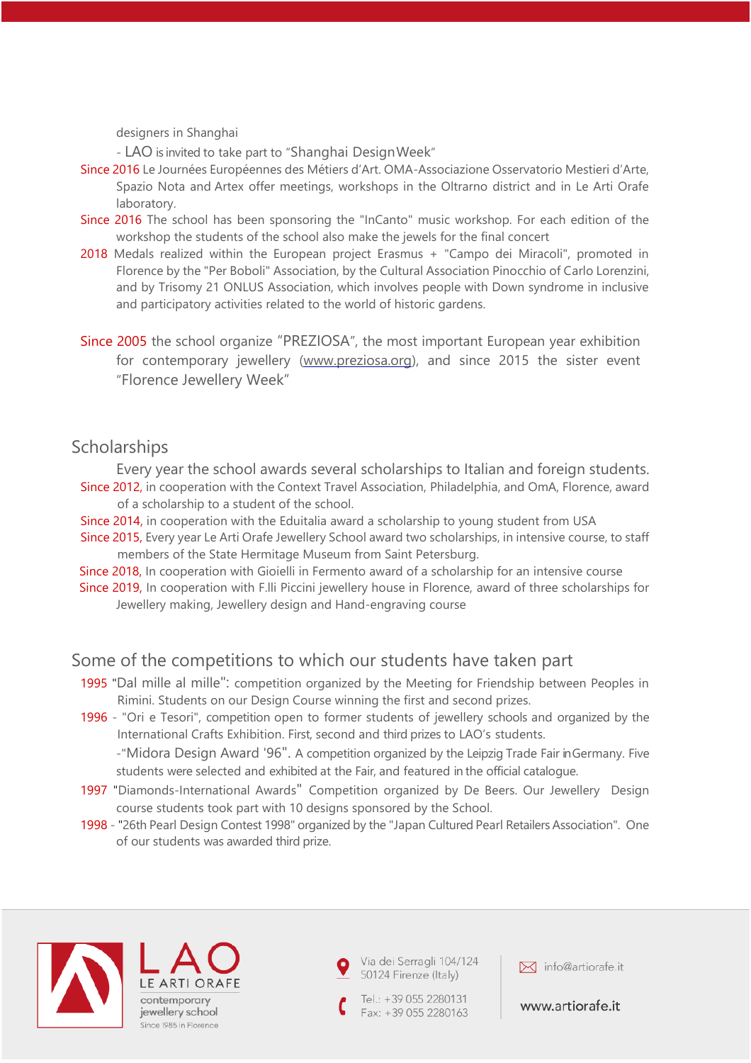designers in Shanghai

- LAO is invited to take part to "Shanghai Design Week"

Since 2016 Le Journées Européennes des Métiers d'Art. OMA-Associazione Osservatorio Mestieri d'Arte, Spazio Nota and Artex offer meetings, workshops in the Oltrarno district and in Le Arti Orafe laboratory.

Since 2016 The school has been sponsoring the "InCanto" music workshop. For each edition of the workshop the students of the school also make the jewels for the final concert

2018 Medals realized within the European project Erasmus + "Campo dei Miracoli", promoted in Florence by the "Per Boboli" Association, by the Cultural Association Pinocchio of Carlo Lorenzini, and by Trisomy 21 ONLUS Association, which involves people with Down syndrome in inclusive and participatory activities related to the world of historic gardens.

Since 2005 the school organize "PREZIOSA", the most important European year exhibition for contemporary jewellery (www.preziosa.org), and since 2015 the sister event "Florence Jewellery Week"

## Scholarships

Every year the school awards several scholarships to Italian and foreign students.

Since 2012, in cooperation with the Context Travel Association, Philadelphia, and OmA, Florence, award of a scholarship to a student of the school.

Since 2014, in cooperation with the Eduitalia award a scholarship to young student from USA

Since 2015, Every year Le Arti Orafe Jewellery School award two scholarships, in intensive course, to staff members of the State Hermitage Museum from Saint Petersburg.

Since 2018, In cooperation with Gioielli in Fermento award of a scholarship for an intensive course

Since 2019, In cooperation with F.lli Piccini jewellery house in Florence, award of three scholarships for Jewellery making, Jewellery design and Hand-engraving course

## Some of the competitions to which our students have taken part

1995 "Dal mille al mille": competition organized by the Meeting for Friendship between Peoples in Rimini. Students on our Design Course winning the first and second prizes.

1996 - "Ori e Tesori", competition open to former students of jewellery schools and organized by the International Crafts Exhibition. First, second and third prizes to LAO's students.

-"Midora Design Award '96". A competition organized by the Leipzig Trade Fair in Germany. Five students were selected and exhibited at the Fair, and featured in the official catalogue.

1997 "Diamonds-International Awards" Competition organized by De Beers. Our Jewellery Design course students took part with 10 designs sponsored by the School.

1998 - "26th Pearl Design Contest 1998" organized by the "Japan Cultured Pearl Retailers Association". One of our students was awarded third prize.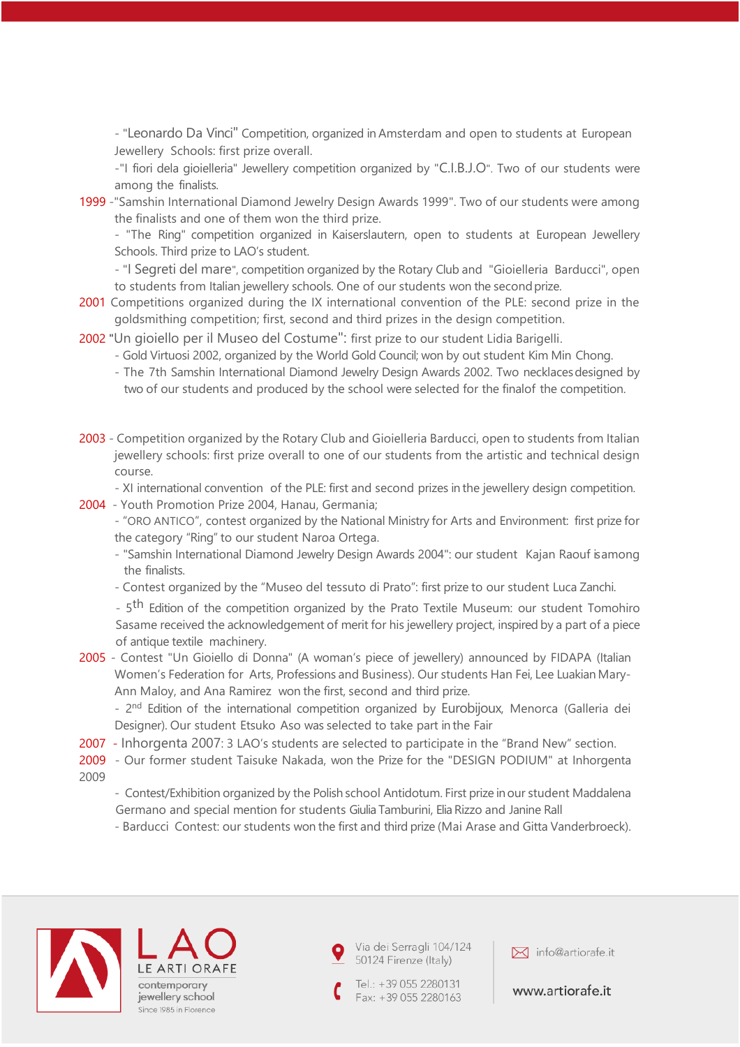- "Leonardo Da Vinci" Competition, organized in Amsterdam and open to students at European Jewellery Schools: first prize overall.

-"I fiori dela gioielleria" Jewellery competition organized by "C.I.B.J.O". Two of our students were among the finalists.

1999 -"Samshin International Diamond Jewelry Design Awards 1999". Two of our students were among the finalists and one of them won the third prize.

- "The Ring" competition organized in Kaiserslautern, open to students at European Jewellery Schools. Third prize to LAO's student.
- "I Segreti del mare", competition organized by the Rotary Club and "Gioielleria Barducci", open to students from Italian jewellery schools. One of our students won the second prize.

2001 Competitions organized during the IX international convention of the PLE: second prize in the goldsmithing competition; first, second and third prizes in the design competition.

2002 "Un gioiello per il Museo del Costume": first prize to our student Lidia Barigelli.

- Gold Virtuosi 2002, organized by the World Gold Council; won by out student Kim Min Chong.
- The 7th Samshin International Diamond Jewelry Design Awards 2002. Two necklaces designed by two of our students and produced by the school were selected for the finalof the competition.

2003 - Competition organized by the Rotary Club and Gioielleria Barducci, open to students from Italian jewellery schools: first prize overall to one of our students from the artistic and technical design course.

- XI international convention of the PLE: first and second prizes in the jewellery design competition.

2004 - Youth Promotion Prize 2004, Hanau, Germania;

- "ORO ANTICO", contest organized by the National Ministry for Arts and Environment: first prize for the category "Ring" to our student Naroa Ortega.
- "Samshin International Diamond Jewelry Design Awards 2004": our student Kajan Raouf isamong the finalists.
- Contest organized by the "Museo del tessuto di Prato": first prize to our student Luca Zanchi.
- 5th Edition of the competition organized by the Prato Textile Museum: our student Tomohiro Sasame received the acknowledgement of merit for his jewellery project, inspired by a part of a piece of antique textile machinery.

2005 - Contest "Un Gioiello di Donna" (A woman's piece of jewellery) announced by FIDAPA (Italian Women's Federation for Arts, Professions and Business). Our students Han Fei, Lee Luakian Mary-Ann Maloy, and Ana Ramirez won the first, second and third prize.

- 2nd Edition of the international competition organized by Eurobijoux, Menorca (Galleria dei Designer). Our student Etsuko Aso was selected to take part in the Fair

2007 - Inhorgenta 2007: 3 LAO's students are selected to participate in the "Brand New" section.

2009 - Our former student Taisuke Nakada, won the Prize for the "DESIGN PODIUM" at Inhorgenta 2009

- Contest/Exhibition organized by the Polish school Antidotum. First prize in our student Maddalena Germano and special mention for students Giulia Tamburini, Elia Rizzo and Janine Rall
- Barducci Contest: our students won the first and third prize (Mai Arase and Gitta Vanderbroeck).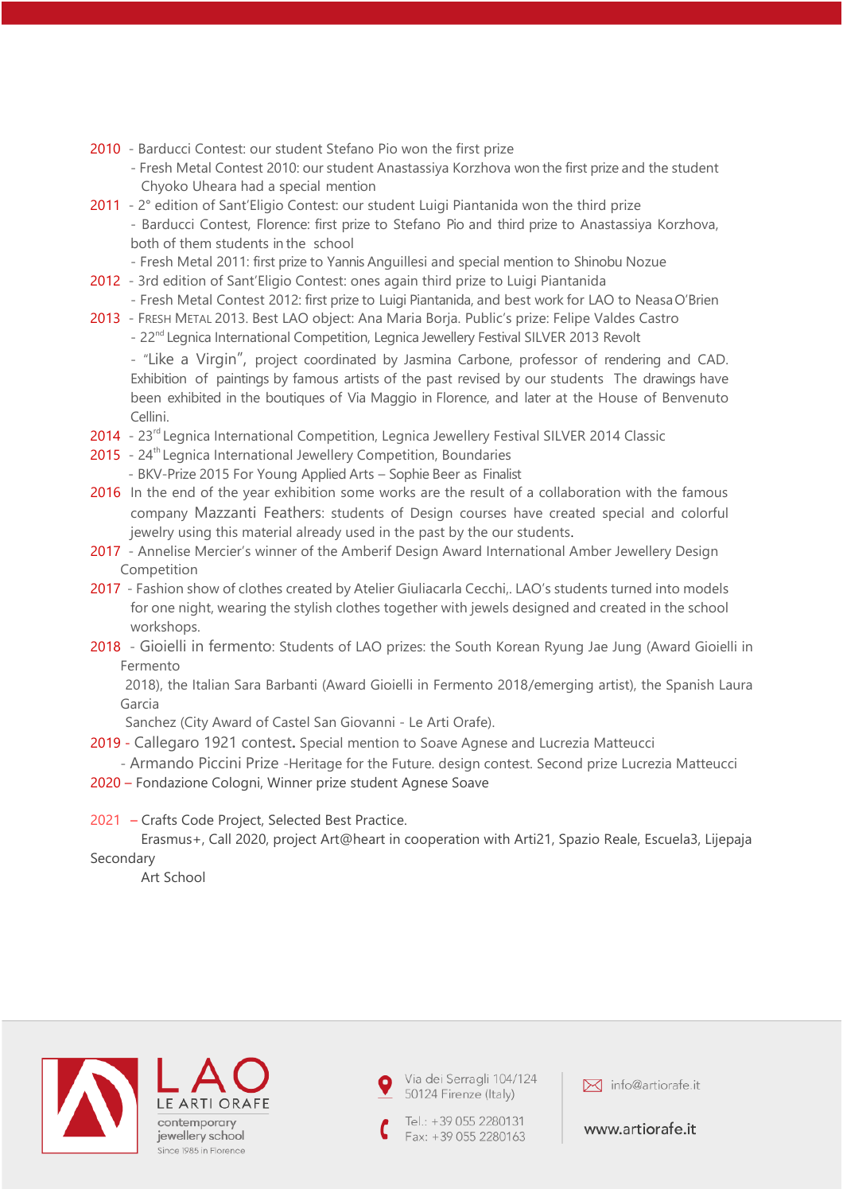**2010** - Barducci Contest: our student Stefano Pio won the first prize
- Fresh Metal Contest 2010: our student Anastassiya Korzhova won the first prize and the student Chyoko Uheara had a special mention

**2011** - 2° edition of Sant'Eligio Contest: our student Luigi Piantanida won the third prize
- Barducci Contest, Florence: first prize to Stefano Pio and third prize to Anastassiya Korzhova, both of them students in the school
- Fresh Metal 2011: first prize to Yannis Anguillesi and special mention to Shinobu Nozue

**2012** - 3rd edition of Sant'Eligio Contest: ones again third prize to Luigi Piantanida
- Fresh Metal Contest 2012: first prize to Luigi Piantanida, and best work for LAO to Neasa O'Brien

**2013** - FRESH METAL 2013. Best LAO object: Ana Maria Borja. Public's prize: Felipe Valdes Castro
- 22nd Legnica International Competition, Legnica Jewellery Festival SILVER 2013 Revolt
- "Like a Virgin", project coordinated by Jasmina Carbone, professor of rendering and CAD. Exhibition of paintings by famous artists of the past revised by our students The drawings have been exhibited in the boutiques of Via Maggio in Florence, and later at the House of Benvenuto Cellini.

**2014** - 23rd Legnica International Competition, Legnica Jewellery Festival SILVER 2014 Classic

**2015** - 24th Legnica International Jewellery Competition, Boundaries
- BKV-Prize 2015 For Young Applied Arts – Sophie Beer as Finalist

**2016** In the end of the year exhibition some works are the result of a collaboration with the famous company Mazzanti Feathers: students of Design courses have created special and colorful jewelry using this material already used in the past by the our students.

**2017** - Annelise Mercier's winner of the Amberif Design Award International Amber Jewellery Design Competition

**2017** - Fashion show of clothes created by Atelier Giuliacarla Cecchi,. LAO's students turned into models for one night, wearing the stylish clothes together with jewels designed and created in the school workshops.

**2018** - Gioielli in fermento: Students of LAO prizes: the South Korean Ryung Jae Jung (Award Gioielli in Fermento 2018), the Italian Sara Barbanti (Award Gioielli in Fermento 2018/emerging artist), the Spanish Laura Garcia Sanchez (City Award of Castel San Giovanni - Le Arti Orafe).

**2019** - Callegaro 1921 contest. Special mention to Soave Agnese and Lucrezia Matteucci
- Armando Piccini Prize -Heritage for the Future. design contest. Second prize Lucrezia Matteucci

**2020** – Fondazione Cologni, Winner prize student Agnese Soave

**2021** – Crafts Code Project, Selected Best Practice.
Erasmus+, Call 2020, project Art@heart in cooperation with Arti21, Spazio Reale, Escuela3, Lijepaja Secondary Art School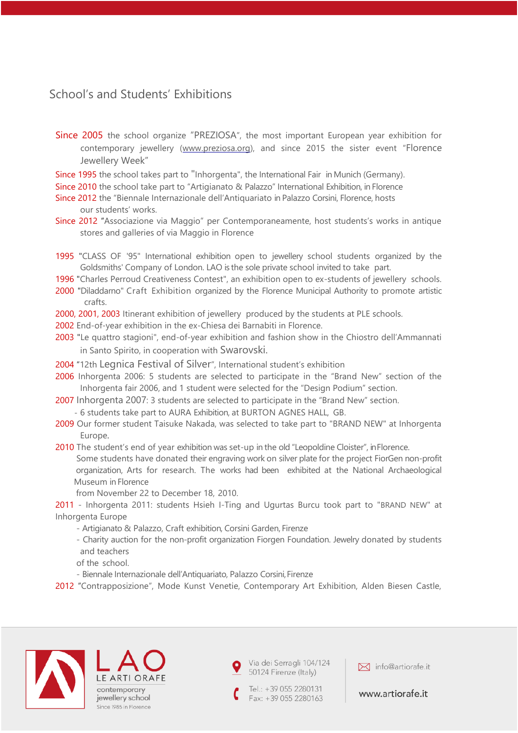## School's and Students' Exhibitions

Since 2005 the school organize "PREZIOSA", the most important European year exhibition for contemporary jewellery (www.preziosa.org), and since 2015 the sister event "Florence Jewellery Week"

Since 1995 the school takes part to "Inhorgenta", the International Fair in Munich (Germany).

Since 2010 the school take part to "Artigianato & Palazzo" International Exhibition, in Florence

Since 2012 the "Biennale Internazionale dell'Antiquariato in Palazzo Corsini, Florence, hosts our students' works.

Since 2012 "Associazione via Maggio" per Contemporaneamente, host students's works in antique stores and galleries of via Maggio in Florence

1995 "CLASS OF '95" International exhibition open to jewellery school students organized by the Goldsmiths' Company of London. LAO is the sole private school invited to take part.

1996 "Charles Perroud Creativeness Contest", an exhibition open to ex-students of jewellery schools.

2000 "Diladdarno" Craft Exhibition organized by the Florence Municipal Authority to promote artistic crafts.

2000, 2001, 2003 Itinerant exhibition of jewellery produced by the students at PLE schools.

2002 End-of-year exhibition in the ex-Chiesa dei Barnabiti in Florence.

2003 "Le quattro stagioni", end-of-year exhibition and fashion show in the Chiostro dell'Ammannati in Santo Spirito, in cooperation with Swarovski.

2004 "12th Legnica Festival of Silver", International student's exhibition

2006 Inhorgenta 2006: 5 students are selected to participate in the "Brand New" section of the Inhorgenta fair 2006, and 1 student were selected for the "Design Podium" section.

2007 Inhorgenta 2007: 3 students are selected to participate in the "Brand New" section.
- 6 students take part to AURA Exhibition, at BURTON AGNES HALL, GB.

2009 Our former student Taisuke Nakada, was selected to take part to "BRAND NEW" at Inhorgenta Europe.

2010 The student's end of year exhibition was set-up in the old "Leopoldine Cloister", in Florence. Some students have donated their engraving work on silver plate for the project FiorGen non-profit organization, Arts for research. The works had been exhibited at the National Archaeological Museum in Florence from November 22 to December 18, 2010.

2011 - Inhorgenta 2011: students Hsieh I-Ting and Ugurtas Burcu took part to "BRAND NEW" at Inhorgenta Europe
- Artigianato & Palazzo, Craft exhibition, Corsini Garden, Firenze
- Charity auction for the non-profit organization Fiorgen Foundation. Jewelry donated by students and teachers of the school.
- Biennale Internazionale dell'Antiquariato, Palazzo Corsini, Firenze

2012 "Contrapposizione", Mode Kunst Venetie, Contemporary Art Exhibition, Alden Biesen Castle,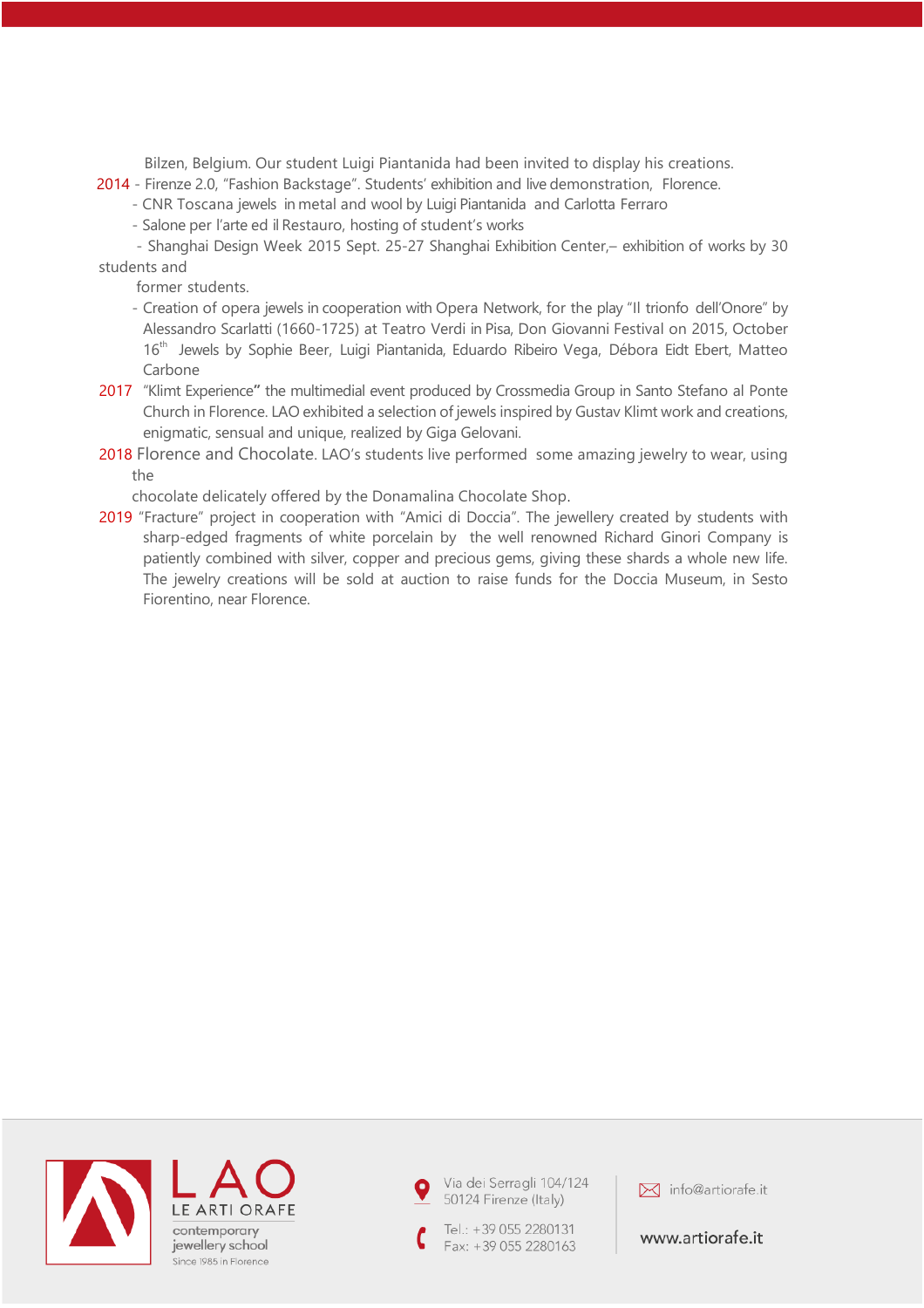Bilzen, Belgium. Our student Luigi Piantanida had been invited to display his creations.

**2014** - Firenze 2.0, "Fashion Backstage". Students' exhibition and live demonstration, Florence.

- CNR Toscana jewels in metal and wool by Luigi Piantanida and Carlotta Ferraro
- Salone per l'arte ed il Restauro, hosting of student's works
- Shanghai Design Week 2015 Sept. 25-27 Shanghai Exhibition Center,– exhibition of works by 30 students and former students.
- Creation of opera jewels in cooperation with Opera Network, for the play "Il trionfo dell'Onore" by Alessandro Scarlatti (1660-1725) at Teatro Verdi in Pisa, Don Giovanni Festival on 2015, October 16th Jewels by Sophie Beer, Luigi Piantanida, Eduardo Ribeiro Vega, Débora Eidt Ebert, Matteo Carbone

**2017** "Klimt Experience" the multimedial event produced by Crossmedia Group in Santo Stefano al Ponte Church in Florence. LAO exhibited a selection of jewels inspired by Gustav Klimt work and creations, enigmatic, sensual and unique, realized by Giga Gelovani.

**2018** Florence and Chocolate. LAO's students live performed some amazing jewelry to wear, using the chocolate delicately offered by the Donamalina Chocolate Shop.

**2019** "Fracture" project in cooperation with "Amici di Doccia". The jewellery created by students with sharp-edged fragments of white porcelain by the well renowned Richard Ginori Company is patiently combined with silver, copper and precious gems, giving these shards a whole new life. The jewelry creations will be sold at auction to raise funds for the Doccia Museum, in Sesto Fiorentino, near Florence.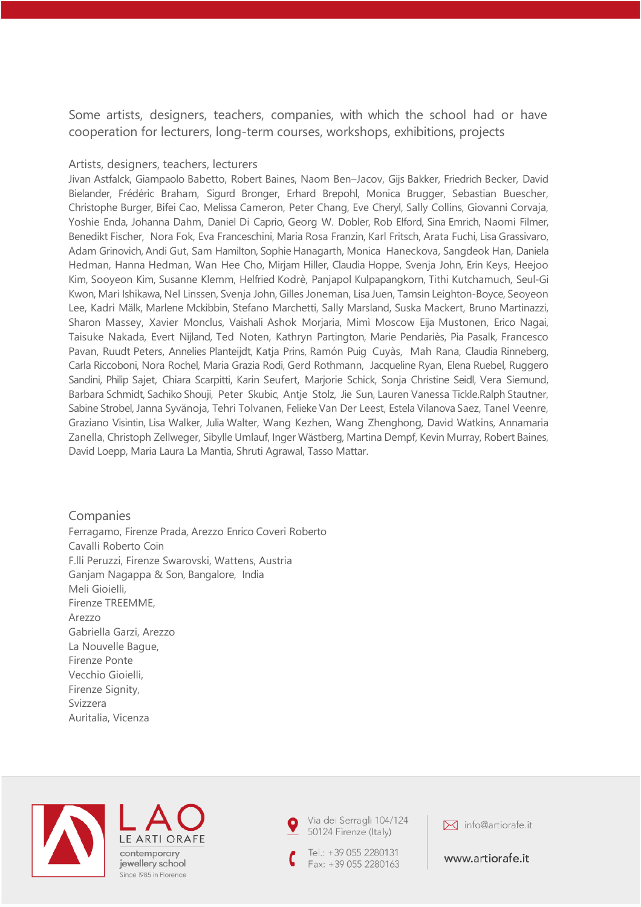Some artists, designers, teachers, companies, with which the school had or have cooperation for lecturers, long-term courses, workshops, exhibitions, projects

## Artists, designers, teachers, lecturers

Jivan Astfalck, Giampaolo Babetto, Robert Baines, Naom Ben–Jacov, Gijs Bakker, Friedrich Becker, David Bielander, Frédéric Braham, Sigurd Bronger, Erhard Brepohl, Monica Brugger, Sebastian Buescher, Christophe Burger, Bifei Cao, Melissa Cameron, Peter Chang, Eve Cheryl, Sally Collins, Giovanni Corvaja, Yoshie Enda, Johanna Dahm, Daniel Di Caprio, Georg W. Dobler, Rob Elford, Sina Emrich, Naomi Filmer, Benedikt Fischer, Nora Fok, Eva Franceschini, Maria Rosa Franzin, Karl Fritsch, Arata Fuchi, Lisa Grassivaro, Adam Grinovich, Andi Gut, Sam Hamilton, Sophie Hanagarth, Monica Haneckova, Sangdeok Han, Daniela Hedman, Hanna Hedman, Wan Hee Cho, Mirjam Hiller, Claudia Hoppe, Svenja John, Erin Keys, Heejoo Kim, Sooyeon Kim, Susanne Klemm, Helfried Kodrè, Panjapol Kulpapangkorn, Tithi Kutchamuch, Seul-Gi Kwon, Mari Ishikawa, Nel Linssen, Svenja John, Gilles Joneman, Lisa Juen, Tamsin Leighton-Boyce, Seoyeon Lee, Kadri Mälk, Marlene Mckibbin, Stefano Marchetti, Sally Marsland, Suska Mackert, Bruno Martinazzi, Sharon Massey, Xavier Monclus, Vaishali Ashok Morjaria, Mimì Moscow Eija Mustonen, Erico Nagai, Taisuke Nakada, Evert Nijland, Ted Noten, Kathryn Partington, Marie Pendariès, Pia Pasalk, Francesco Pavan, Ruudt Peters, Annelies Planteijdt, Katja Prins, Ramón Puig Cuyàs, Mah Rana, Claudia Rinneberg, Carla Riccoboni, Nora Rochel, Maria Grazia Rodi, Gerd Rothmann, Jacqueline Ryan, Elena Ruebel, Ruggero Sandini, Philip Sajet, Chiara Scarpitti, Karin Seufert, Marjorie Schick, Sonja Christine Seidl, Vera Siemund, Barbara Schmidt, Sachiko Shouji, Peter Skubic, Antje Stolz, Jie Sun, Lauren Vanessa Tickle.Ralph Stautner, Sabine Strobel, Janna Syvänoja, Tehri Tolvanen, Felieke Van Der Leest, Estela Vilanova Saez, Tanel Veenre, Graziano Visintin, Lisa Walker, Julia Walter, Wang Kezhen, Wang Zhenghong, David Watkins, Annamaria Zanella, Christoph Zellweger, Sibylle Umlauf, Inger Wästberg, Martina Dempf, Kevin Murray, Robert Baines, David Loepp, Maria Laura La Mantia, Shruti Agrawal, Tasso Mattar.

## Companies

Ferragamo, Firenze Prada, Arezzo Enrico Coveri Roberto
Cavalli Roberto Coin
F.lli Peruzzi, Firenze Swarovski, Wattens, Austria
Ganjam Nagappa & Son, Bangalore, India
Meli Gioielli,
Firenze TREEMME,
Arezzo
Gabriella Garzi, Arezzo
La Nouvelle Bague,
Firenze Ponte
Vecchio Gioielli,
Firenze Signity,
Svizzera
Auritalia, Vicenza

LAO LE ARTI ORAFE contemporary jewellery school Since 1985 in Florence

Via dei Serragli 104/124
50124 Firenze (Italy)

Tel.: +39 055 2280131
Fax: +39 055 2280163

info@artiorafe.it

www.artiorafe.it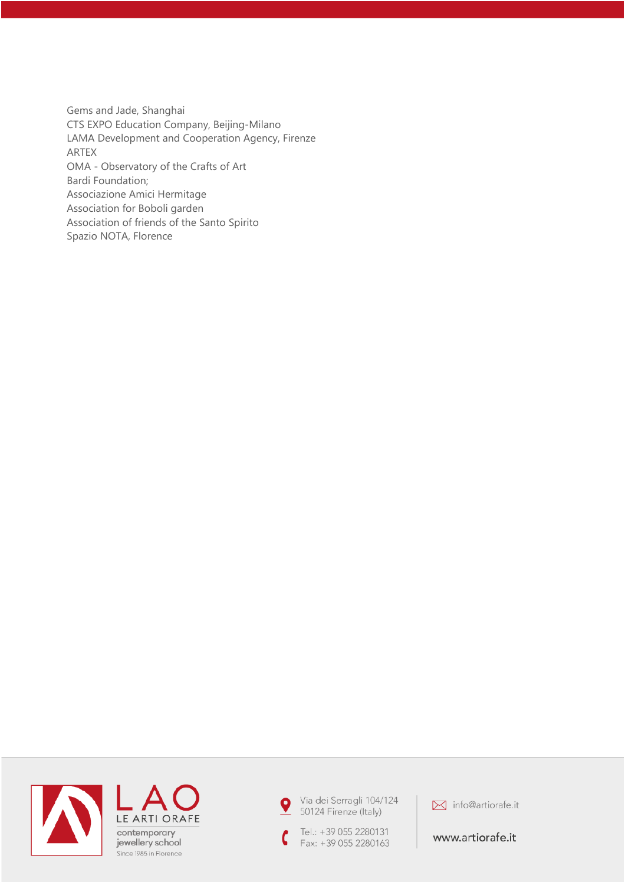Gems and Jade, Shanghai
CTS EXPO Education Company, Beijing-Milano
LAMA Development and Cooperation Agency, Firenze
ARTEX
OMA - Observatory of the Crafts of Art
Bardi Foundation;
Associazione Amici Hermitage
Association for Boboli garden
Association of friends of the Santo Spirito
Spazio NOTA, Florence